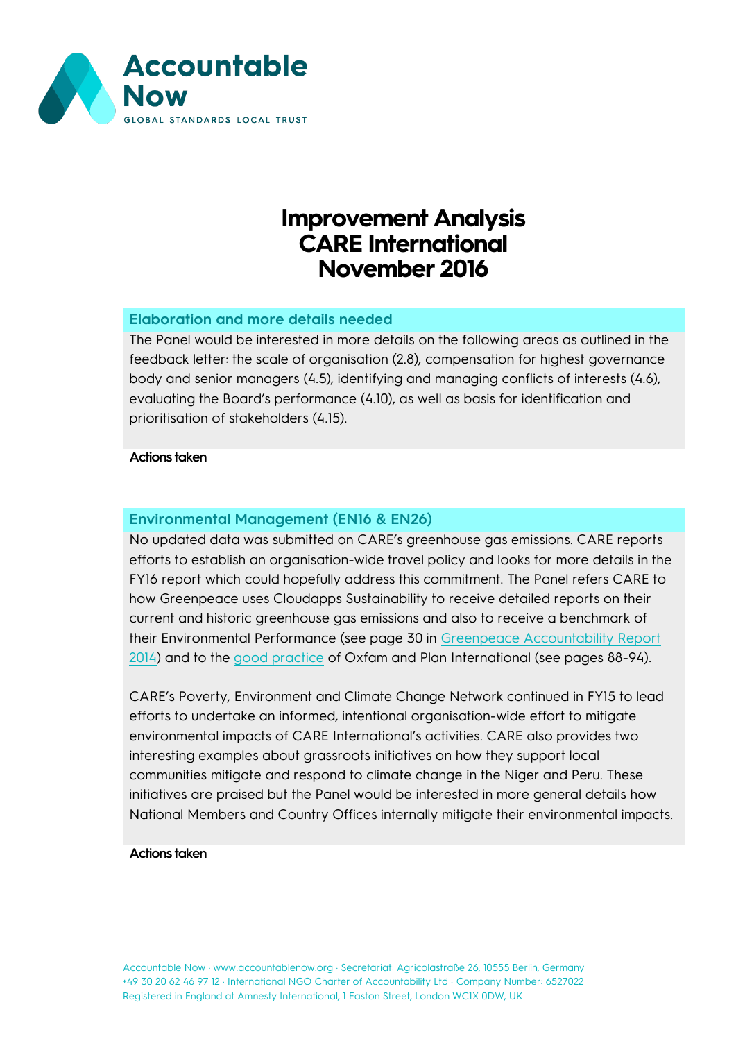# Improvement Analysis CARE International November 2016

## Elaboration and more details needed

The Panel would be interested in more details on the following areas as outlined in the feedback letter: the scale of organisation (2.8), compensation for highest governance body and senior managers (4.5), identifying and managing conflicts of interests (4.6), evaluating the Board's performance (4.10), as well as basis for identification and prioritisation of stakeholders (4.15).

**Actions taken**

## Environmental Management (EN16 & EN26)

No updated data was submitted on CARE's greenhouse gas emissions. CARE reports efforts to establish an organisation-wide travel policy and looks for more details in the FY16 report which could hopefully address this commitment. The Panel refers CARE to how Greenpeace uses Cloudapps Sustainability to receive detailed reports on their current and historic greenhouse gas emissions and also to receive a benchmark of their Environmental Performance (see page 30 in Greenpeace Accountability Report 2014) and to the good practice of Oxfam and Plan International (see pages 88-94).

CARE's Poverty, Environment and Climate Change Network continued in FY15 to lead efforts to undertake an informed, intentional organisation-wide effort to mitigate environmental impacts of CARE International's activities. CARE also provides two interesting examples about grassroots initiatives on how they support local communities mitigate and respond to climate change in the Niger and Peru. These initiatives are praised but the Panel would be interested in more general details how National Members and Country Offices internally mitigate their environmental impacts.

**Actions taken**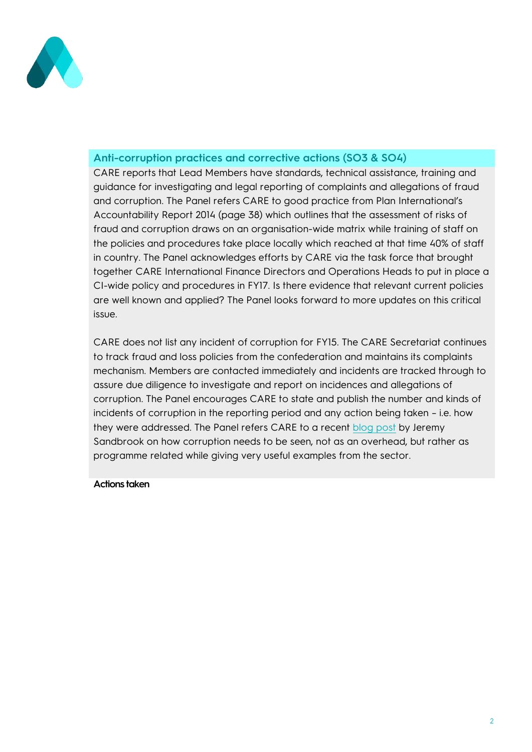### Anti-corruption practices and corrective actions (SO3 & SO4)

CARE reports that Lead Members have standards, technical assistance, training and guidance for investigating and legal reporting of complaints and allegations of fraud and corruption. The Panel refers CARE to good practice from Plan International's Accountability Report 2014 (page 38) which outlines that the assessment of risks of fraud and corruption draws on an organisation-wide matrix while training of staff on the policies and procedures take place locally which reached at that time 40% of staff in country. The Panel acknowledges efforts by CARE via the task force that brought together CARE International Finance Directors and Operations Heads to put in place a CI-wide policy and procedures in FY17. Is there evidence that relevant current policies are well known and applied? The Panel looks forward to more updates on this critical issue.

CARE does not list any incident of corruption for FY15. The CARE Secretariat continues to track fraud and loss policies from the confederation and maintains its complaints mechanism. Members are contacted immediately and incidents are tracked through to assure due diligence to investigate and report on incidences and allegations of corruption. The Panel encourages CARE to state and publish the number and kinds of incidents of corruption in the reporting period and any action being taken – i.e. how they were addressed. The Panel refers CARE to a recent blog post by Jeremy Sandbrook on how corruption needs to be seen, not as an overhead, but rather as programme related while giving very useful examples from the sector.

**Actions taken**